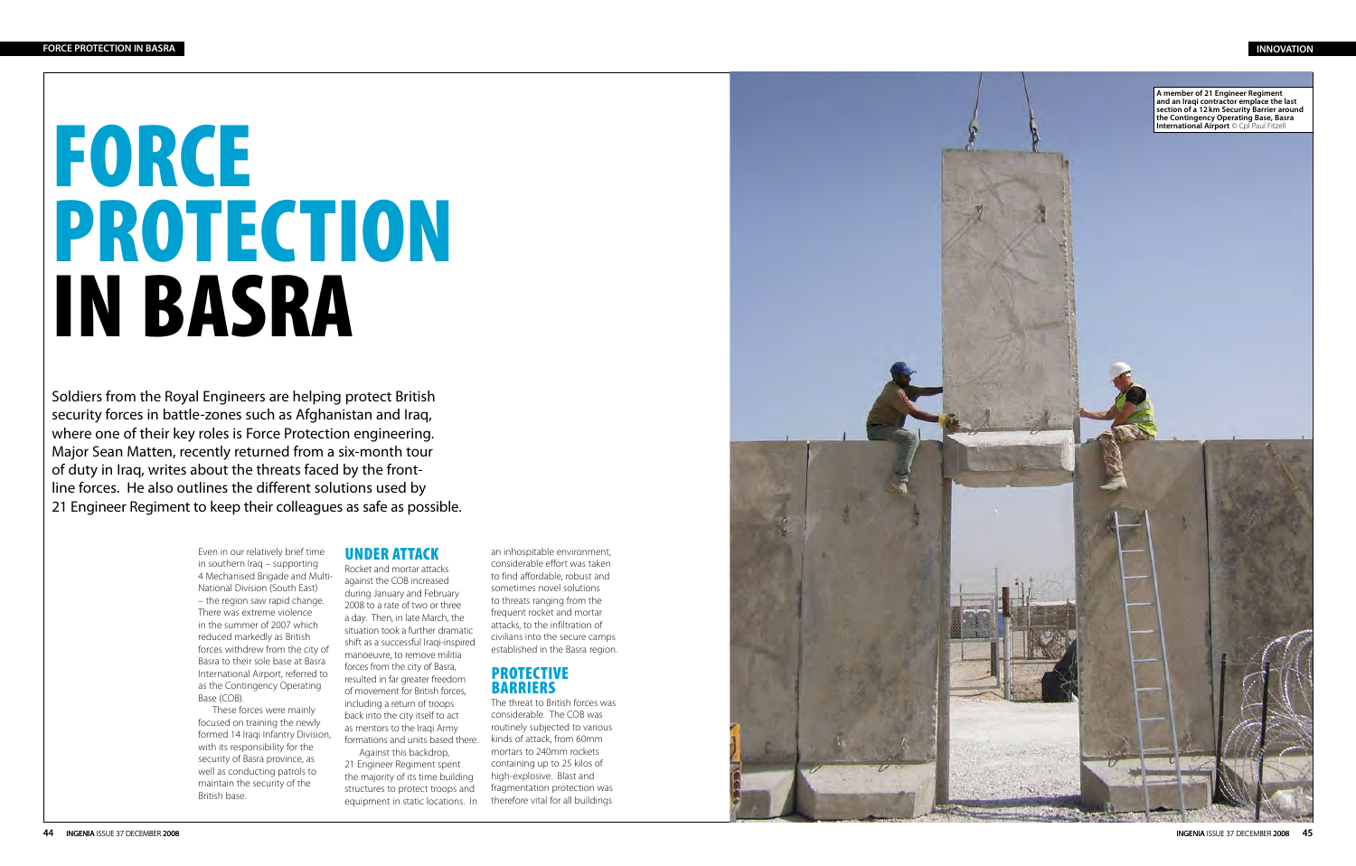# FORCE PROTECTION IN BASRA

Soldiers from the Royal Engineers are helping protect British security forces in battle-zones such as Afghanistan and Iraq, where one of their key roles is Force Protection engineering. Major Sean Matten, recently returned from a six-month tour of duty in Iraq, writes about the threats faced by the front-line forces. He also outlines the different solutions used by 21 Engineer Regiment to keep their colleagues as safe as possible.

Even in our relatively brief time in southern Iraq – supporting 4 Mechanised Brigade and Multi-National Division (South East) – the region saw rapid change. There was extreme violence in the summer of 2007 which reduced markedly as British forces withdrew from the city of Basra to their sole base at Basra International Airport, referred to as the Contingency Operating Base (COB).

These forces were mainly focused on training the newly formed 14 Iraqi Infantry Division, with its responsibility for the security of Basra province, as well as conducting patrols to maintain the security of the British base.

## UNDER ATTACK

Rocket and mortar attacks against the COB increased during January and February 2008 to a rate of two or three a day. Then, in late March, the situation took a further dramatic shift as a successful Iraqi-inspired manoeuvre, to remove militia forces from the city of Basra, resulted in far greater freedom of movement for British forces, including a return of troops back into the city itself to act as mentors to the Iraqi Army formations and units based there.

Against this backdrop, 21 Engineer Regiment spent the majority of its time building structures to protect troops and equipment in static locations. In an inhospitable environment, considerable effort was taken to find affordable, robust and sometimes novel solutions to threats ranging from the frequent rocket and mortar attacks, to the infiltration of civilians into the secure camps established in the Basra region.

## PROTECTIVE BARRIERS

The threat to British forces was considerable. The COB was routinely subjected to various kinds of attack, from 60mm mortars to 240mm rockets containing up to 25 kilos of high-explosive. Blast and fragmentation protection was therefore vital for all buildings

**A member of 21 Engineer Regiment and an Iraqi contractor emplace the last section of a 12 km Security Barrier around the Contingency Operating Base, Basra International Airport** © Cpl Paul Fitzell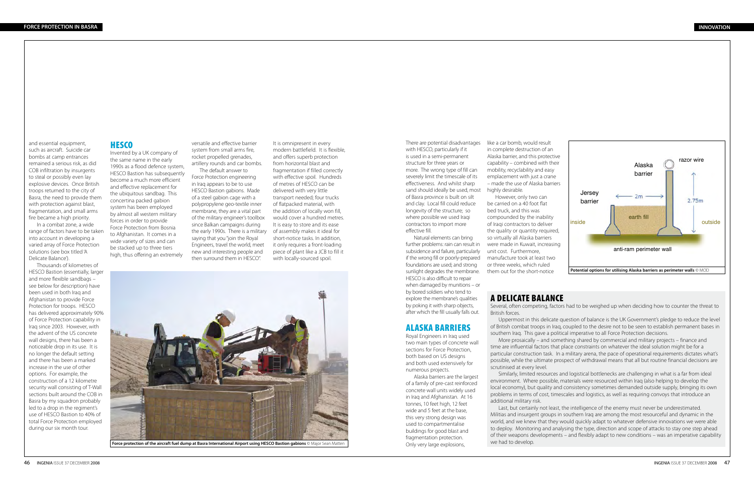and essential equipment, such as aircraft. Suicide car bombs at camp entrances remained a serious risk, as did COB infiltration by insurgents to steal or possibly even lay explosive devices. Once British troops returned to the city of Basra, the need to provide them with protection against blast, fragmentation, and small arms fire became a high priority.

In a combat zone, a wide range of factors have to be taken into account in developing a varied array of Force Protection solutions (see box titled 'A Delicate Balance').

Thousands of kilometres of HESCO Bastion (essentially, larger and more flexible sandbags – see below for description) have been used in both Iraq and Afghanistan to provide Force Protection for troops. HESCO has delivered approximately 90% of Force Protection capability in Iraq since 2003. However, with the advent of the US concrete wall designs, there has been a noticeable drop in its use. It is no longer the default setting and there has been a marked increase in the use of other options. For example, the construction of a 12 kilometre security wall consisting of T-Wall sections built around the COB in Basra by my squadron probably led to a drop in the regiment's use of HESCO Bastion to 40% of total Force Protection employed during our six month tour.

## HESCO

Invented by a UK company of the same name in the early 1990s as a flood defence system, HESCO Bastion has subsequently become a much more efficient and effective replacement for the ubiquitous sandbag. This concertina packed gabion system has been employed by almost all western military forces in order to provide Force Protection from Bosnia to Afghanistan. It comes in a wide variety of sizes and can be stacked up to three tiers high, thus offering an extremely versatile and effective barrier system from small arms fire, rocket propelled grenades, artillery rounds and car bombs.

The default answer to Force Protection engineering in Iraq appears to be to use HESCO Bastion gabions. Made of a steel gabion cage with a polypropylene geo-textile inner membrane, they are a vital part of the military engineer's toolbox since Balkan campaigns during the early 1990s. There is a military saying that you "join the Royal Engineers, travel the world, meet new and interesting people and then surround them in HESCO".

It is omnipresent in every modern battlefield. It is flexible, and offers superb protection from horizontal blast and fragmentation if filled correctly with effective spoil. Hundreds of metres of HESCO can be delivered with very little transport needed; four trucks of flatpacked material, with the addition of locally won fill, would cover a hundred metres. It is easy to store and its ease of assembly makes it ideal for short-notice tasks. In addition, it only requires a front-loading piece of plant like a JCB to fill it with locally-sourced spoil.

**Force protection of the aircraft fuel dump at Basra International Airport using HESCO Bastion gabions** © Major Sean Matten

There are potential disadvantages with HESCO, particularly if it is used in a semi-permanent structure for three years or more. The wrong type of fill can severely limit the timescale of its effectiveness. And whilst sharp sand should ideally be used, most of Basra province is built on silt and clay. Local fill could reduce longevity of the structure; so where possible we used Iraqi contractors to import more effective fill.

Natural elements can bring further problems: rain can result in subsidence and failure, particularly if the wrong fill or poorly-prepared foundations are used; and strong sunlight degrades the membrane. HESCO is also difficult to repair when damaged by munitions – or by bored soldiers who tend to explore the membrane's qualities by poking it with sharp objects, after which the fill usually falls out.

## ALASKA BARRIERS

Royal Engineers in Iraq used two main types of concrete wall sections for Force Protection, both based on US designs and both used extensively for numerous projects.

Alaska barriers are the largest of a family of pre-cast reinforced concrete wall units widely used in Iraq and Afghanistan. At 16 tonnes, 10 feet high, 12 feet wide and 5 feet at the base, this very strong design was used to compartmentalise buildings for good blast and fragmentation protection. Only very large explosions, like a car bomb, would result in complete destruction of an Alaska barrier, and this protective capability – combined with their mobility, recyclability and easy emplacement with just a crane – made the use of Alaska barriers highly desirable.

However, only two can be carried on a 40 foot flat bed truck, and this was compounded by the inability of Iraqi contractors to deliver the quality or quantity required, so virtually all Alaska barriers were made in Kuwait, increasing unit cost. Furthermore, manufacture took at least two or three weeks, which ruled them out for the short-notice

**Potential options for utilising Alaska barriers as perimeter walls** © MOD

## A DELICATE BALANCE

Several, often competing, factors had to be weighed up when deciding how to counter the threat to British forces.

Uppermost in this delicate question of balance is the UK Government's pledge to reduce the level of British combat troops in Iraq, coupled to the desire not to be seen to establish permanent bases in southern Iraq. This gave a political imperative to all Force Protection decisions.

More prosaically – and something shared by commercial and military projects – finance and time are influential factors that place constraints on whatever the ideal solution might be for a particular construction task. In a military arena, the pace of operational requirements dictates what's possible, while the ultimate prospect of withdrawal means that all but routine financial decisions are scrutinised at every level.

Similarly, limited resources and logistical bottlenecks are challenging in what is a far from ideal environment. Where possible, materials were resourced within Iraq (also helping to develop the local economy), but quality and consistency sometimes demanded outside supply, bringing its own problems in terms of cost, timescales and logistics, as well as requiring convoys that introduce an additional military risk.

Last, but certainly not least, the intelligence of the enemy must never be underestimated. Militias and insurgent groups in southern Iraq are among the most resourceful and dynamic in the world, and we knew that they would quickly adapt to whatever defensive innovations we were able to deploy. Monitoring and analysing the type, direction and scope of attacks to stay one step ahead of their weapons developments – and flexibly adapt to new conditions – was an imperative capability we had to develop.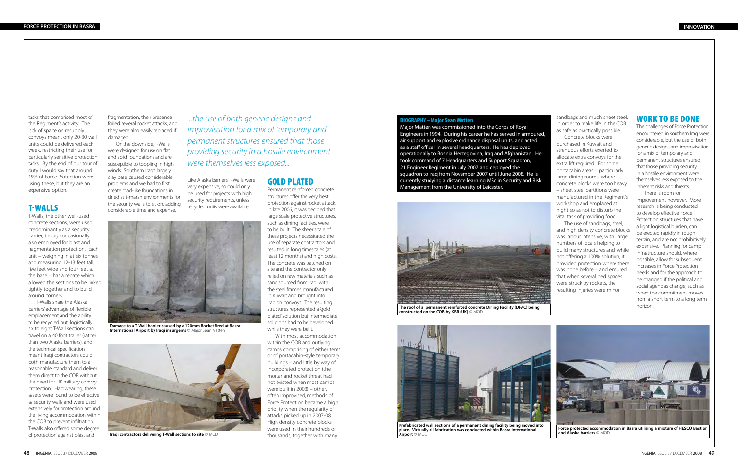tasks that comprised most of the Regiment's activity. The lack of space on resupply convoys meant only 20-30 wall units could be delivered each week, restricting their use for particularly sensitive protection tasks. By the end of our tour of duty I would say that around 15% of Force Protection were using these, but they are an expensive option.

## T-WALLS

T-Walls, the other well-used concrete sections, were used predominantly as a security barrier, though occasionally also employed for blast and fragmentation protection. Each unit – weighing in at six tonnes and measuring 12-13 feet tall, five feet wide and four feet at the base – has a rebate which allowed the sections to be linked tightly together and to build around corners.

T-Walls share the Alaska barriers' advantage of flexible emplacement and the ability to be recycled but, logistically, six to eight T-Wall sections can travel on a 40 foot trailer (rather than two Alaska barriers), and the technical specification meant Iraqi contractors could both manufacture them to a reasonable standard and deliver them direct to the COB without the need for UK military convoy protection. Hardwearing, these assets were found to be effective as security walls and were used extensively for protection around the living accommodation within the COB to prevent infiltration. T-Walls also offered some degree of protection against blast and fragmentation; their presence foiled several rocket attacks, and they were also easily replaced if damaged.

On the downside, T-Walls were designed for use on flat and solid foundations and are susceptible to toppling in high winds. Southern Iraq's largely clay base caused considerable problems and we had to first create road-like foundations in dried salt-marsh environments for the security walls to sit on, adding considerable time and expense.

*...the use of both generic designs and improvisation for a mix of temporary and permanent structures ensured that those providing security in a hostile environment were themselves less exposed...*

Like Alaska barriers T-Walls were very expensive, so could only be used for projects with high security requirements, unless recycled units were available.

**Damage to a T-Wall barrier caused by a 120mm Rocket fired at Basra International Airport by Iraqi insurgents** © Major Sean Matten

**Iraqi contractors delivering T-Wall sections to site** © MOD

## GOLD PLATED

Permanent reinforced concrete structures offer the very best protection against rocket attack. In late 2006, it was decided that large scale protective structures, such as dining facilities, were to be built. The sheer scale of these projects necessitated the use of separate contractors and resulted in long timescales (at least 12 months) and high costs. The concrete was batched on site and the contractor only relied on raw materials such as sand sourced from Iraq, with the steel frames manufactured in Kuwait and brought into Iraq on convoys. The resulting structures represented a 'gold plated' solution but intermediate solutions had to be developed while they were built.

With most accommodation within the COB and outlying camps comprising of either tents or of portacabin-style temporary buildings – and little by way of incorporated protection (the mortar and rocket threat had not existed when most camps were built in 2003) – other, often improvised, methods of Force Protection became a high priority when the regularity of attacks picked up in 2007-08. High density concrete blocks were used in their hundreds of thousands, together with many sandbags and much sheet steel, in order to make life in the COB as safe as practically possible.

Concrete blocks were purchased in Kuwait and strenuous efforts exerted to allocate extra convoys for the extra lift required. For some portacabin areas – particularly large dining rooms, where concrete blocks were too heavy – sheet steel partitions were manufactured in the Regiment's workshop and emplaced at night so as not to disturb the vital task of providing food.

The use of sandbags, steel, and high density concrete blocks was labour intensive, with large numbers of locals helping to build many structures and, while not offering a 100% solution, it provided protection where there was none before – and ensured that when several bed spaces were struck by rockets, the resulting injuries were minor.

### BIOGRAPHY – Major Sean Matten

Major Matten was commissioned into the Corps of Royal Engineers in 1994. During his career he has served in armoured, air support and explosive ordnance disposal units, and acted as a staff officer in several headquarters. He has deployed operationally to Bosnia Herzegovina, Iraq and Afghanistan. He took command of 7 Headquarters and Support Squadron, 21 Engineer Regiment in July 2007 and deployed the squadron to Iraq from November 2007 until June 2008. He is currently studying a distance learning MSc in Security and Risk Management from the University of Leicester.

**The roof of a permanent reinforced concrete Dining Facility (DFAC) being constructed on the COB by KBR (UK)** © MOD

**Prefabricated wall sections of a permanent dining facility being moved into place. Virtually all fabrication was conducted within Basra International Airport** © MOD

## WORK TO BE DONE

The challenges of Force Protection encountered in southern Iraq were considerable, but the use of both generic designs and improvisation for a mix of temporary and permanent structures ensured that those providing security in a hostile environment were themselves less exposed to the inherent risks and threats.

There is room for improvement however. More research is being conducted to develop effective Force Protection structures that have a light logistical burden, can be erected rapidly in rough terrain, and are not prohibitively expensive. Planning for camp infrastructure should, where possible, allow for subsequent increases in Force Protection needs and for the approach to be changed if the political and social agendas change, such as when the commitment moves from a short term to a long term horizon.

**Force protected accommodation in Basra utilising a mixture of HESCO Bastion and Alaska barriers** © MOD